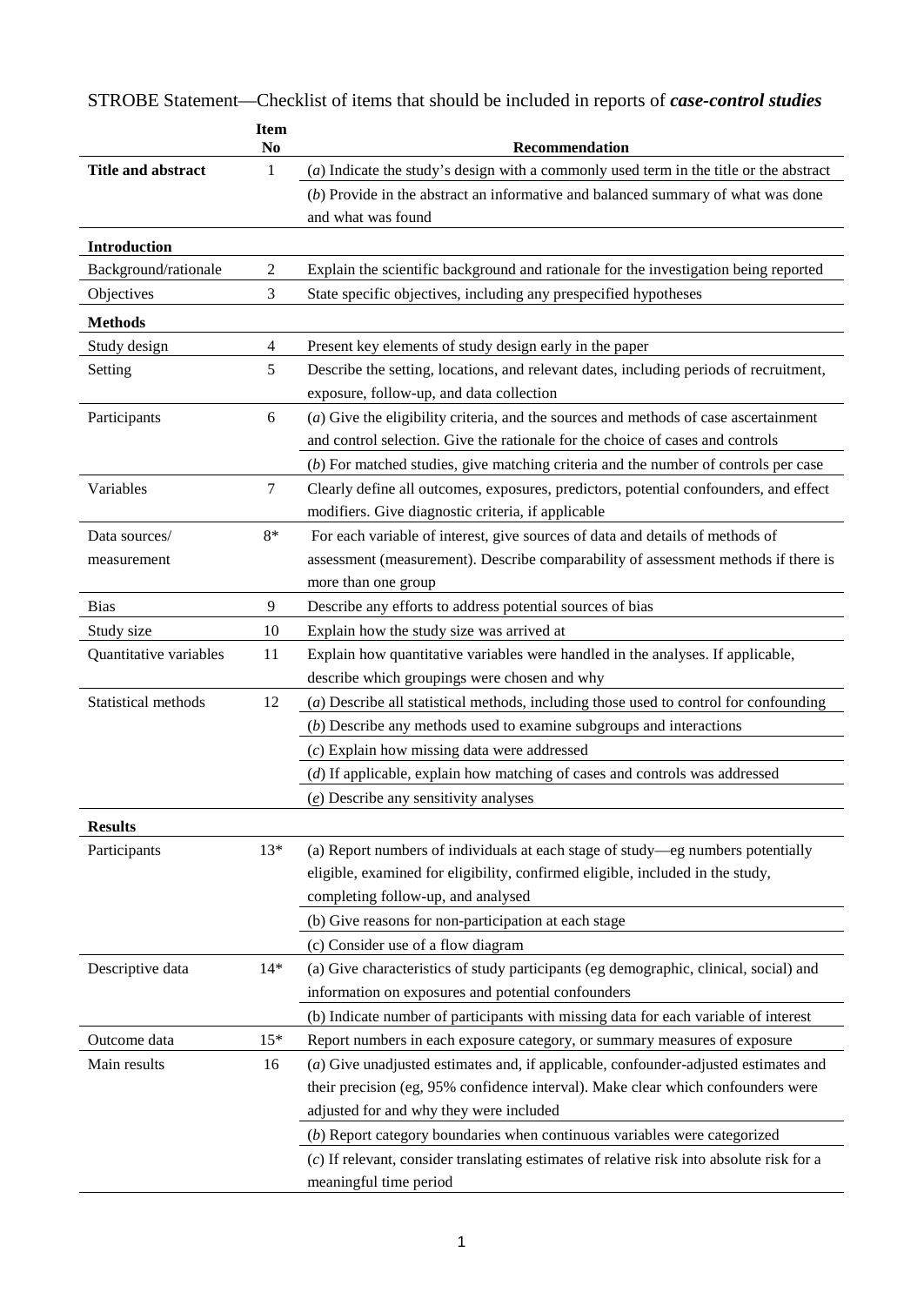STROBE Statement—Checklist of items that should be included in reports of ***case-control studies***

| | Item No | Recommendation |
|---|---|---|
| **Title and abstract** | 1 | (*a*) Indicate the study's design with a commonly used term in the title or the abstract |
| | | (*b*) Provide in the abstract an informative and balanced summary of what was done and what was found |
| **Introduction** | | |
| Background/rationale | 2 | Explain the scientific background and rationale for the investigation being reported |
| Objectives | 3 | State specific objectives, including any prespecified hypotheses |
| **Methods** | | |
| Study design | 4 | Present key elements of study design early in the paper |
| Setting | 5 | Describe the setting, locations, and relevant dates, including periods of recruitment, exposure, follow-up, and data collection |
| Participants | 6 | (*a*) Give the eligibility criteria, and the sources and methods of case ascertainment and control selection. Give the rationale for the choice of cases and controls |
| | | (*b*) For matched studies, give matching criteria and the number of controls per case |
| Variables | 7 | Clearly define all outcomes, exposures, predictors, potential confounders, and effect modifiers. Give diagnostic criteria, if applicable |
| Data sources/ measurement | 8* | For each variable of interest, give sources of data and details of methods of assessment (measurement). Describe comparability of assessment methods if there is more than one group |
| Bias | 9 | Describe any efforts to address potential sources of bias |
| Study size | 10 | Explain how the study size was arrived at |
| Quantitative variables | 11 | Explain how quantitative variables were handled in the analyses. If applicable, describe which groupings were chosen and why |
| Statistical methods | 12 | (*a*) Describe all statistical methods, including those used to control for confounding |
| | | (*b*) Describe any methods used to examine subgroups and interactions |
| | | (*c*) Explain how missing data were addressed |
| | | (*d*) If applicable, explain how matching of cases and controls was addressed |
| | | (*e*) Describe any sensitivity analyses |
| **Results** | | |
| Participants | 13* | (a) Report numbers of individuals at each stage of study—eg numbers potentially eligible, examined for eligibility, confirmed eligible, included in the study, completing follow-up, and analysed |
| | | (b) Give reasons for non-participation at each stage |
| | | (c) Consider use of a flow diagram |
| Descriptive data | 14* | (a) Give characteristics of study participants (eg demographic, clinical, social) and information on exposures and potential confounders |
| | | (b) Indicate number of participants with missing data for each variable of interest |
| Outcome data | 15* | Report numbers in each exposure category, or summary measures of exposure |
| Main results | 16 | (*a*) Give unadjusted estimates and, if applicable, confounder-adjusted estimates and their precision (eg, 95% confidence interval). Make clear which confounders were adjusted for and why they were included |
| | | (*b*) Report category boundaries when continuous variables were categorized |
| | | (*c*) If relevant, consider translating estimates of relative risk into absolute risk for a meaningful time period |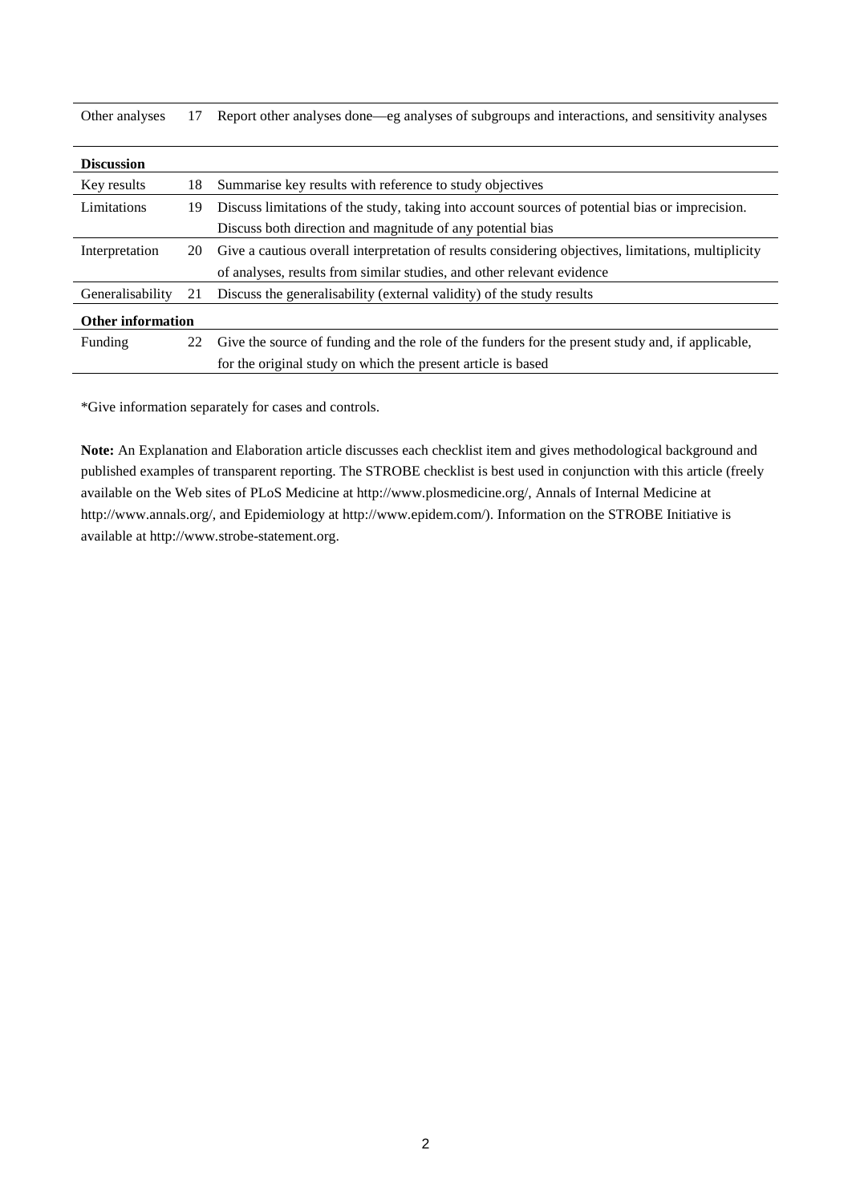| | | |
|---|---|---|
| Other analyses | 17 | Report other analyses done—eg analyses of subgroups and interactions, and sensitivity analyses |
| **Discussion** | | |
| Key results | 18 | Summarise key results with reference to study objectives |
| Limitations | 19 | Discuss limitations of the study, taking into account sources of potential bias or imprecision. Discuss both direction and magnitude of any potential bias |
| Interpretation | 20 | Give a cautious overall interpretation of results considering objectives, limitations, multiplicity of analyses, results from similar studies, and other relevant evidence |
| Generalisability | 21 | Discuss the generalisability (external validity) of the study results |
| **Other information** | | |
| Funding | 22 | Give the source of funding and the role of the funders for the present study and, if applicable, for the original study on which the present article is based |

*Give information separately for cases and controls.

**Note:** An Explanation and Elaboration article discusses each checklist item and gives methodological background and published examples of transparent reporting. The STROBE checklist is best used in conjunction with this article (freely available on the Web sites of PLoS Medicine at http://www.plosmedicine.org/, Annals of Internal Medicine at http://www.annals.org/, and Epidemiology at http://www.epidem.com/). Information on the STROBE Initiative is available at http://www.strobe-statement.org.